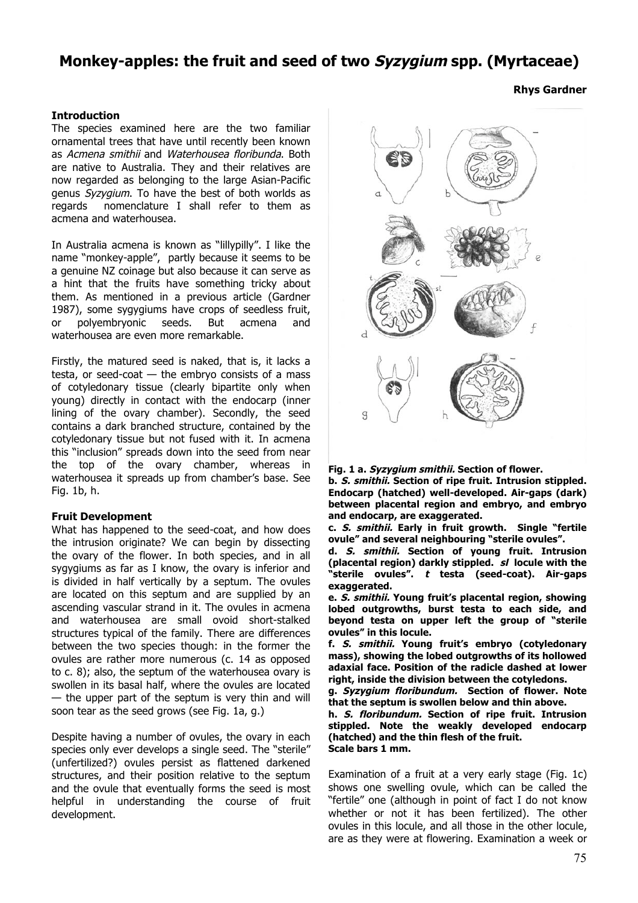# Monkey-apples: the fruit and seed of two *Syzygium* spp. (Myrtaceae)

**Rhys Gardner**

### Introduction

The species examined here are the two familiar ornamental trees that have until recently been known as *Acmena smithii* and *Waterhousea floribunda*. Both are native to Australia. They and their relatives are now regarded as belonging to the large Asian-Pacific genus *Syzygium*. To have the best of both worlds as regards nomenclature I shall refer to them as acmena and waterhousea.

In Australia acmena is known as "lillypilly". I like the name "monkey-apple", partly because it seems to be a genuine NZ coinage but also because it can serve as a hint that the fruits have something tricky about them. As mentioned in a previous article (Gardner 1987), some sygygiums have crops of seedless fruit, or polyembryonic seeds. But acmena and waterhousea are even more remarkable.

Firstly, the matured seed is naked, that is, it lacks a testa, or seed-coat — the embryo consists of a mass of cotyledonary tissue (clearly bipartite only when young) directly in contact with the endocarp (inner lining of the ovary chamber). Secondly, the seed contains a dark branched structure, contained by the cotyledonary tissue but not fused with it. In acmena this "inclusion" spreads down into the seed from near the top of the ovary chamber, whereas in waterhousea it spreads up from chamber's base. See Fig. 1b, h.

### Fruit Development

What has happened to the seed-coat, and how does the intrusion originate? We can begin by dissecting the ovary of the flower. In both species, and in all sygygiums as far as I know, the ovary is inferior and is divided in half vertically by a septum. The ovules are located on this septum and are supplied by an ascending vascular strand in it. The ovules in acmena and waterhousea are small ovoid short-stalked structures typical of the family. There are differences between the two species though: in the former the ovules are rather more numerous (c. 14 as opposed to c. 8); also, the septum of the waterhousea ovary is swollen in its basal half, where the ovules are located — the upper part of the septum is very thin and will soon tear as the seed grows (see Fig. 1a, g.)

Despite having a number of ovules, the ovary in each species only ever develops a single seed. The "sterile" (unfertilized?) ovules persist as flattened darkened structures, and their position relative to the septum and the ovule that eventually forms the seed is most helpful in understanding the course of fruit development.

**Fig. 1 a. *Syzygium smithii*. Section of flower.**
**b. *S. smithii*. Section of ripe fruit. Intrusion stippled. Endocarp (hatched) well-developed. Air-gaps (dark) between placental region and embryo, and embryo and endocarp, are exaggerated.**
**c. *S. smithii*. Early in fruit growth. Single "fertile ovule" and several neighbouring "sterile ovules".**
**d. *S. smithii*. Section of young fruit. Intrusion (placental region) darkly stippled. *sl* locule with the "sterile ovules". *t* testa (seed-coat). Air-gaps exaggerated.**
**e. *S. smithii*. Young fruit's placental region, showing lobed outgrowths, burst testa to each side, and beyond testa on upper left the group of "sterile ovules" in this locule.**
**f. *S. smithii*. Young fruit's embryo (cotyledonary mass), showing the lobed outgrowths of its hollowed adaxial face. Position of the radicle dashed at lower right, inside the division between the cotyledons.**
**g. *Syzygium floribundum*. Section of flower. Note that the septum is swollen below and thin above.**
**h. *S. floribundum*. Section of ripe fruit. Intrusion stippled. Note the weakly developed endocarp (hatched) and the thin flesh of the fruit.**
**Scale bars 1 mm.**

Examination of a fruit at a very early stage (Fig. 1c) shows one swelling ovule, which can be called the "fertile" one (although in point of fact I do not know whether or not it has been fertilized). The other ovules in this locule, and all those in the other locule, are as they were at flowering. Examination a week or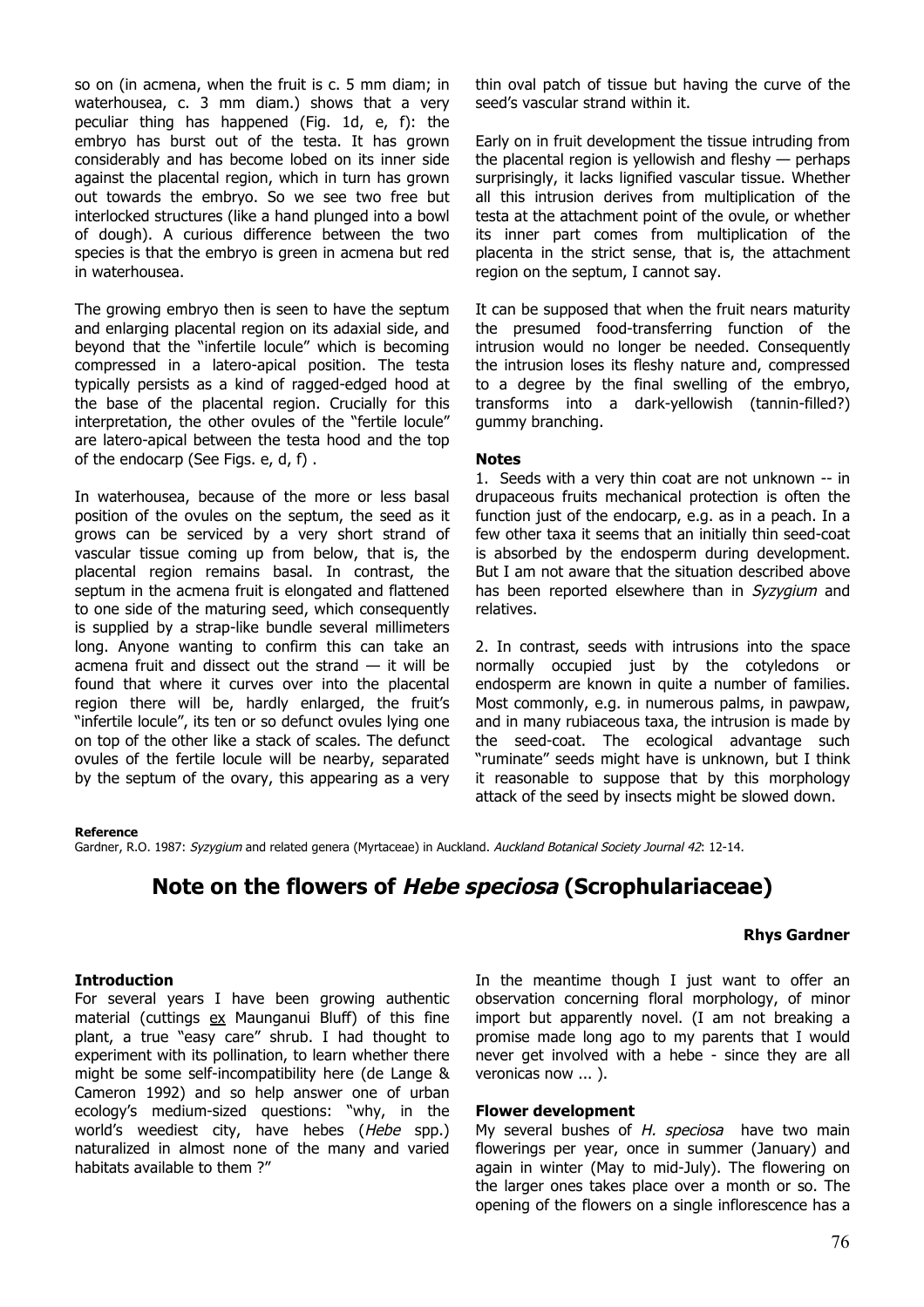so on (in acmena, when the fruit is c. 5 mm diam; in waterhousea, c. 3 mm diam.) shows that a very peculiar thing has happened (Fig. 1d, e, f): the embryo has burst out of the testa. It has grown considerably and has become lobed on its inner side against the placental region, which in turn has grown out towards the embryo. So we see two free but interlocked structures (like a hand plunged into a bowl of dough). A curious difference between the two species is that the embryo is green in acmena but red in waterhousea.

The growing embryo then is seen to have the septum and enlarging placental region on its adaxial side, and beyond that the "infertile locule" which is becoming compressed in a latero-apical position. The testa typically persists as a kind of ragged-edged hood at the base of the placental region. Crucially for this interpretation, the other ovules of the "fertile locule" are latero-apical between the testa hood and the top of the endocarp (See Figs. e, d, f) .

In waterhousea, because of the more or less basal position of the ovules on the septum, the seed as it grows can be serviced by a very short strand of vascular tissue coming up from below, that is, the placental region remains basal. In contrast, the septum in the acmena fruit is elongated and flattened to one side of the maturing seed, which consequently is supplied by a strap-like bundle several millimeters long. Anyone wanting to confirm this can take an acmena fruit and dissect out the strand — it will be found that where it curves over into the placental region there will be, hardly enlarged, the fruit's "infertile locule", its ten or so defunct ovules lying one on top of the other like a stack of scales. The defunct ovules of the fertile locule will be nearby, separated by the septum of the ovary, this appearing as a very thin oval patch of tissue but having the curve of the seed's vascular strand within it.

Early on in fruit development the tissue intruding from the placental region is yellowish and fleshy — perhaps surprisingly, it lacks lignified vascular tissue. Whether all this intrusion derives from multiplication of the testa at the attachment point of the ovule, or whether its inner part comes from multiplication of the placenta in the strict sense, that is, the attachment region on the septum, I cannot say.

It can be supposed that when the fruit nears maturity the presumed food-transferring function of the intrusion would no longer be needed. Consequently the intrusion loses its fleshy nature and, compressed to a degree by the final swelling of the embryo, transforms into a dark-yellowish (tannin-filled?) gummy branching.

**Notes**

1. Seeds with a very thin coat are not unknown -- in drupaceous fruits mechanical protection is often the function just of the endocarp, e.g. as in a peach. In a few other taxa it seems that an initially thin seed-coat is absorbed by the endosperm during development. But I am not aware that the situation described above has been reported elsewhere than in *Syzygium* and relatives.

2. In contrast, seeds with intrusions into the space normally occupied just by the cotyledons or endosperm are known in quite a number of families. Most commonly, e.g. in numerous palms, in pawpaw, and in many rubiaceous taxa, the intrusion is made by the seed-coat. The ecological advantage such "ruminate" seeds might have is unknown, but I think it reasonable to suppose that by this morphology attack of the seed by insects might be slowed down.

**Reference**

Gardner, R.O. 1987: *Syzygium* and related genera (Myrtaceae) in Auckland. *Auckland Botanical Society Journal 42*: 12-14.

# Note on the flowers of *Hebe speciosa* (Scrophulariaceae)

**Rhys Gardner**

**Introduction**

For several years I have been growing authentic material (cuttings ex Maunganui Bluff) of this fine plant, a true "easy care" shrub. I had thought to experiment with its pollination, to learn whether there might be some self-incompatibility here (de Lange & Cameron 1992) and so help answer one of urban ecology's medium-sized questions: "why, in the world's weediest city, have hebes (*Hebe* spp.) naturalized in almost none of the many and varied habitats available to them ?"

In the meantime though I just want to offer an observation concerning floral morphology, of minor import but apparently novel. (I am not breaking a promise made long ago to my parents that I would never get involved with a hebe - since they are all veronicas now ... ).

**Flower development**

My several bushes of *H. speciosa* have two main flowerings per year, once in summer (January) and again in winter (May to mid-July). The flowering on the larger ones takes place over a month or so. The opening of the flowers on a single inflorescence has a